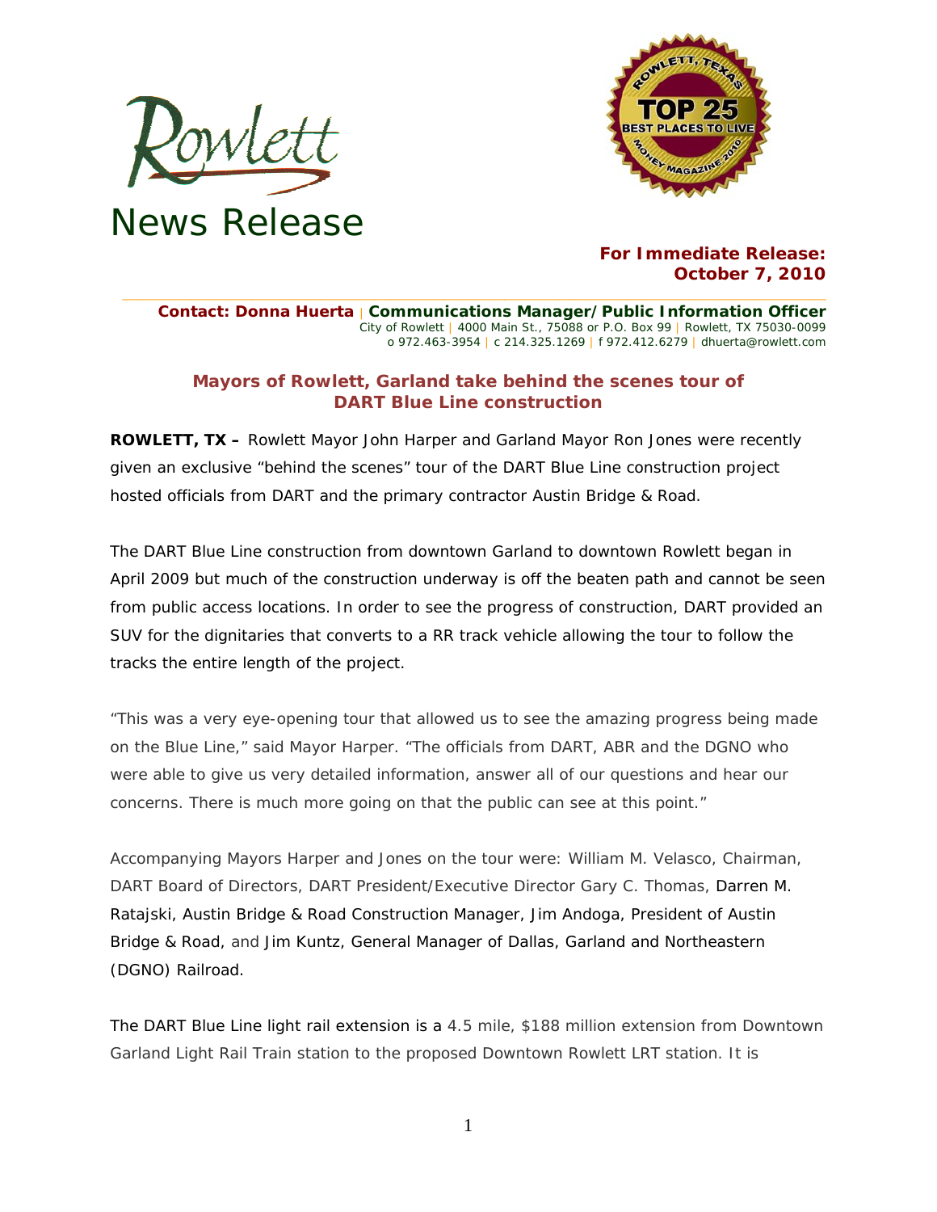Rowlett

# News Release

**For Immediate Release:**
**October 7, 2010**

**Contact: Donna Huerta** | **Communications Manager/Public Information Officer**
City of Rowlett | 4000 Main St., 75088 or P.O. Box 99 | Rowlett, TX 75030-0099
o 972.463-3954 | c 214.325.1269 | f 972.412.6279 | dhuerta@rowlett.com

## Mayors of Rowlett, Garland take behind the scenes tour of DART Blue Line construction

**ROWLETT, TX –** Rowlett Mayor John Harper and Garland Mayor Ron Jones were recently given an exclusive "behind the scenes" tour of the DART Blue Line construction project hosted officials from DART and the primary contractor Austin Bridge & Road.

The DART Blue Line construction from downtown Garland to downtown Rowlett began in April 2009 but much of the construction underway is off the beaten path and cannot be seen from public access locations. In order to see the progress of construction, DART provided an SUV for the dignitaries that converts to a RR track vehicle allowing the tour to follow the tracks the entire length of the project.

"This was a very eye-opening tour that allowed us to see the amazing progress being made on the Blue Line," said Mayor Harper. "The officials from DART, ABR and the DGNO who were able to give us very detailed information, answer all of our questions and hear our concerns. There is much more going on that the public can see at this point."

Accompanying Mayors Harper and Jones on the tour were: William M. Velasco, Chairman, DART Board of Directors, DART President/Executive Director Gary C. Thomas, Darren M. Ratajski, Austin Bridge & Road Construction Manager, Jim Andoga, President of Austin Bridge & Road, and Jim Kuntz, General Manager of Dallas, Garland and Northeastern (DGNO) Railroad.

The DART Blue Line light rail extension is a 4.5 mile, $188 million extension from Downtown Garland Light Rail Train station to the proposed Downtown Rowlett LRT station. It is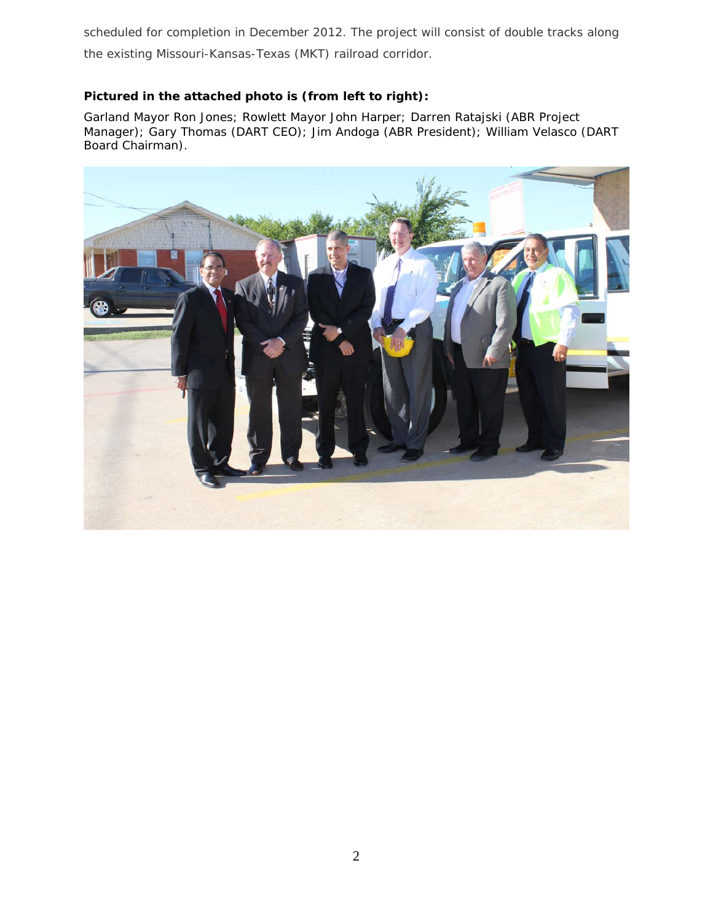scheduled for completion in December 2012. The project will consist of double tracks along the existing Missouri-Kansas-Texas (MKT) railroad corridor.

**Pictured in the attached photo is (from left to right):**

Garland Mayor Ron Jones; Rowlett Mayor John Harper; Darren Ratajski (ABR Project Manager); Gary Thomas (DART CEO); Jim Andoga (ABR President); William Velasco (DART Board Chairman).